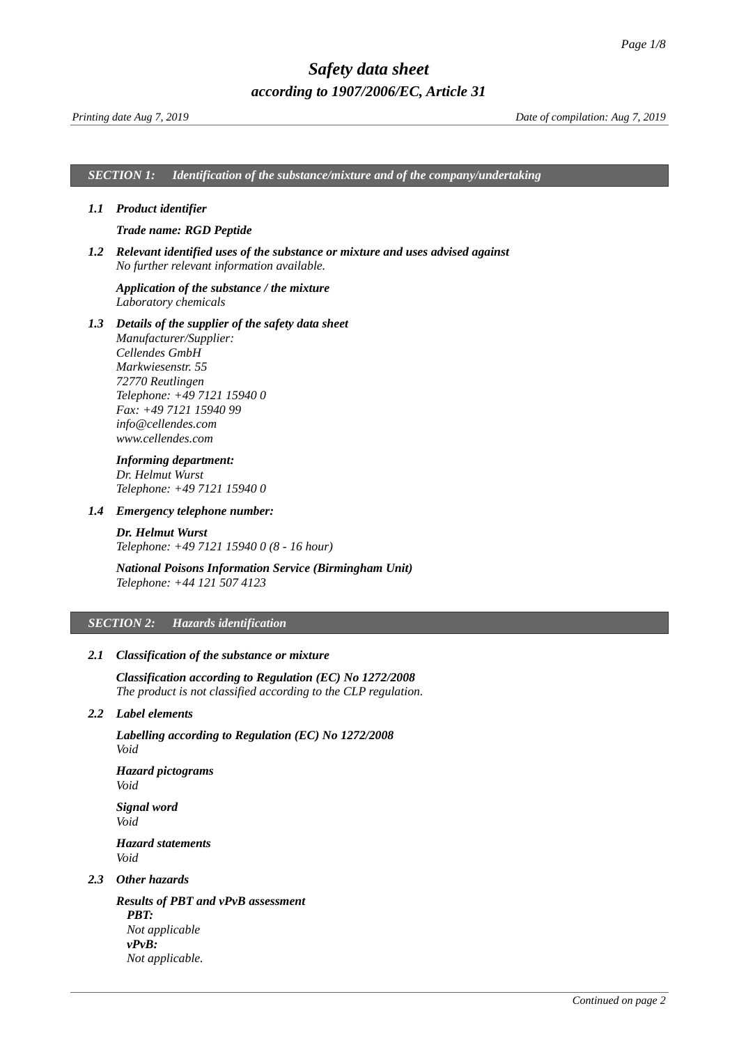# *Safety data sheet*

## *according to 1907/2006/EC, Article 31*

*Printing date Aug 7, 2019* — *Date of compilation: Aug 7, 2019*

## *SECTION 1: Identification of the substance/mixture and of the company/undertaking*

### *1.1 Product identifier*

***Trade name: RGD Peptide***

### *1.2 Relevant identified uses of the substance or mixture and uses advised against*

*No further relevant information available.*

***Application of the substance / the mixture***
*Laboratory chemicals*

### *1.3 Details of the supplier of the safety data sheet*

*Manufacturer/Supplier:*
*Cellendes GmbH*
*Markwiesenstr. 55*
*72770 Reutlingen*
*Telephone: +49 7121 15940 0*
*Fax: +49 7121 15940 99*
*info@cellendes.com*
*www.cellendes.com*

***Informing department:***
*Dr. Helmut Wurst*
*Telephone: +49 7121 15940 0*

### *1.4 Emergency telephone number:*

***Dr. Helmut Wurst***
*Telephone: +49 7121 15940 0 (8 - 16 hour)*

***National Poisons Information Service (Birmingham Unit)***
*Telephone: +44 121 507 4123*

## *SECTION 2: Hazards identification*

### *2.1 Classification of the substance or mixture*

***Classification according to Regulation (EC) No 1272/2008***
*The product is not classified according to the CLP regulation.*

### *2.2 Label elements*

***Labelling according to Regulation (EC) No 1272/2008***
*Void*

***Hazard pictograms***
*Void*

***Signal word***
*Void*

***Hazard statements***
*Void*

### *2.3 Other hazards*

***Results of PBT and vPvB assessment***
***PBT:***
*Not applicable*
***vPvB:***
*Not applicable.*

*Continued on page 2*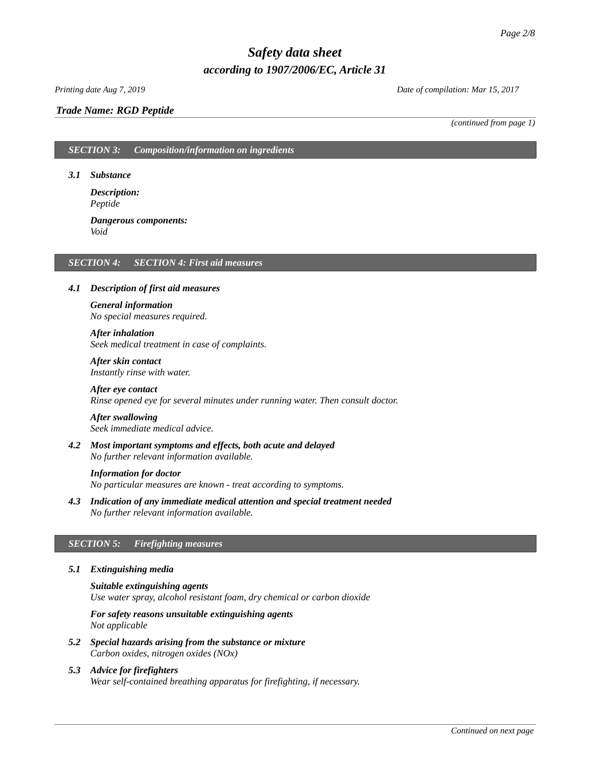## SECTION 3: Composition/information on ingredients

### 3.1 Substance

**Description:**
Peptide

**Dangerous components:**
Void

## SECTION 4: SECTION 4: First aid measures

### 4.1 Description of first aid measures

**General information**
No special measures required.

**After inhalation**
Seek medical treatment in case of complaints.

**After skin contact**
Instantly rinse with water.

**After eye contact**
Rinse opened eye for several minutes under running water. Then consult doctor.

**After swallowing**
Seek immediate medical advice.

### 4.2 Most important symptoms and effects, both acute and delayed

No further relevant information available.

**Information for doctor**
No particular measures are known - treat according to symptoms.

### 4.3 Indication of any immediate medical attention and special treatment needed

No further relevant information available.

## SECTION 5: Firefighting measures

### 5.1 Extinguishing media

**Suitable extinguishing agents**
Use water spray, alcohol resistant foam, dry chemical or carbon dioxide

**For safety reasons unsuitable extinguishing agents**
Not applicable

### 5.2 Special hazards arising from the substance or mixture

Carbon oxides, nitrogen oxides (NOx)

### 5.3 Advice for firefighters

Wear self-contained breathing apparatus for firefighting, if necessary.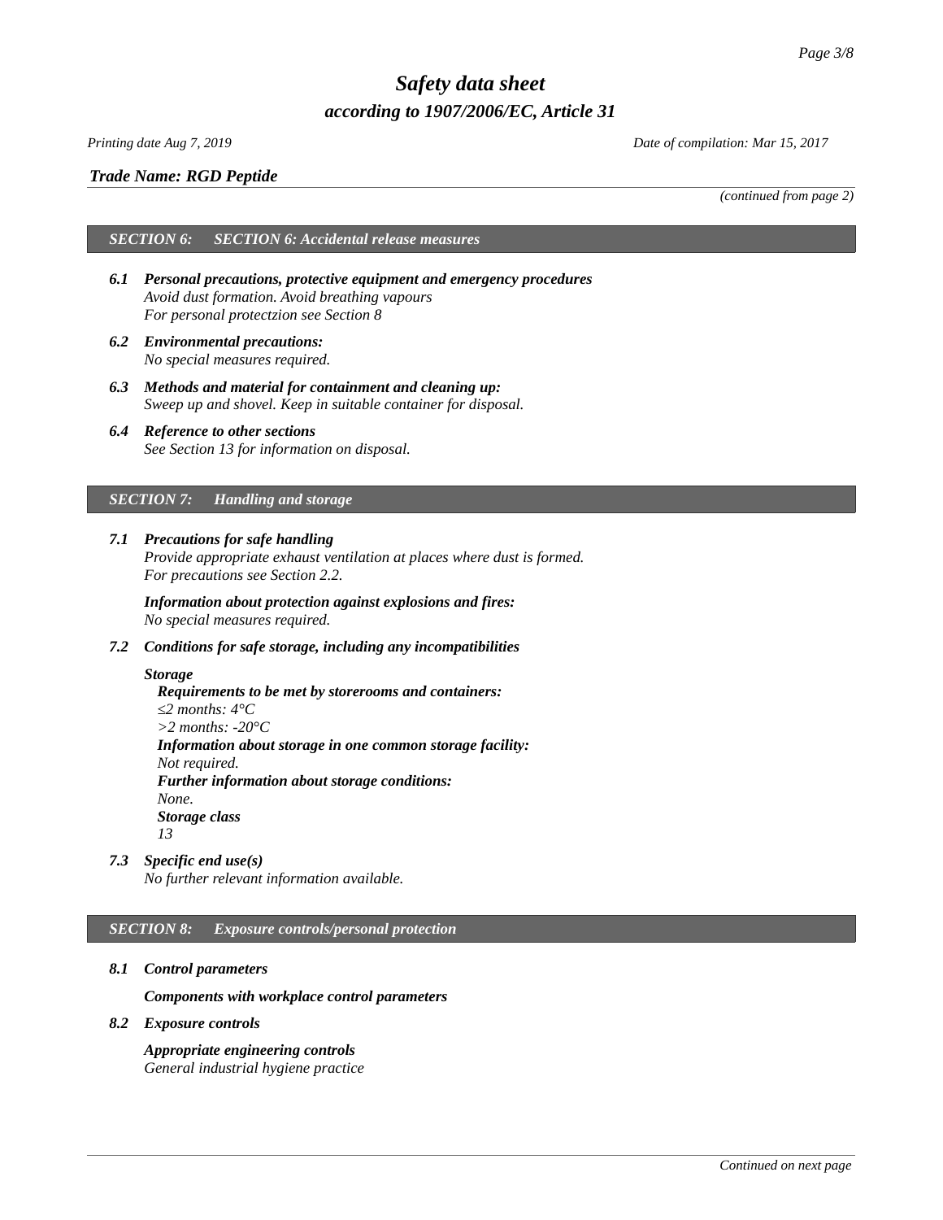*Trade Name: RGD Peptide*

*(continued from page 2)*

## SECTION 6: SECTION 6: Accidental release measures

**6.1 Personal precautions, protective equipment and emergency procedures**
Avoid dust formation. Avoid breathing vapours
For personal protectzion see Section 8

**6.2 Environmental precautions:**
No special measures required.

**6.3 Methods and material for containment and cleaning up:**
Sweep up and shovel. Keep in suitable container for disposal.

**6.4 Reference to other sections**
See Section 13 for information on disposal.

## SECTION 7: Handling and storage

**7.1 Precautions for safe handling**
Provide appropriate exhaust ventilation at places where dust is formed.
For precautions see Section 2.2.

**Information about protection against explosions and fires:**
No special measures required.

**7.2 Conditions for safe storage, including any incompatibilities**

**Storage**

**Requirements to be met by storerooms and containers:**
≤2 months: 4°C
>2 months: -20°C

**Information about storage in one common storage facility:**
Not required.

**Further information about storage conditions:**
None.

**Storage class**
13

**7.3 Specific end use(s)**
No further relevant information available.

## SECTION 8: Exposure controls/personal protection

**8.1 Control parameters**

**Components with workplace control parameters**

**8.2 Exposure controls**

**Appropriate engineering controls**
General industrial hygiene practice

*Continued on next page*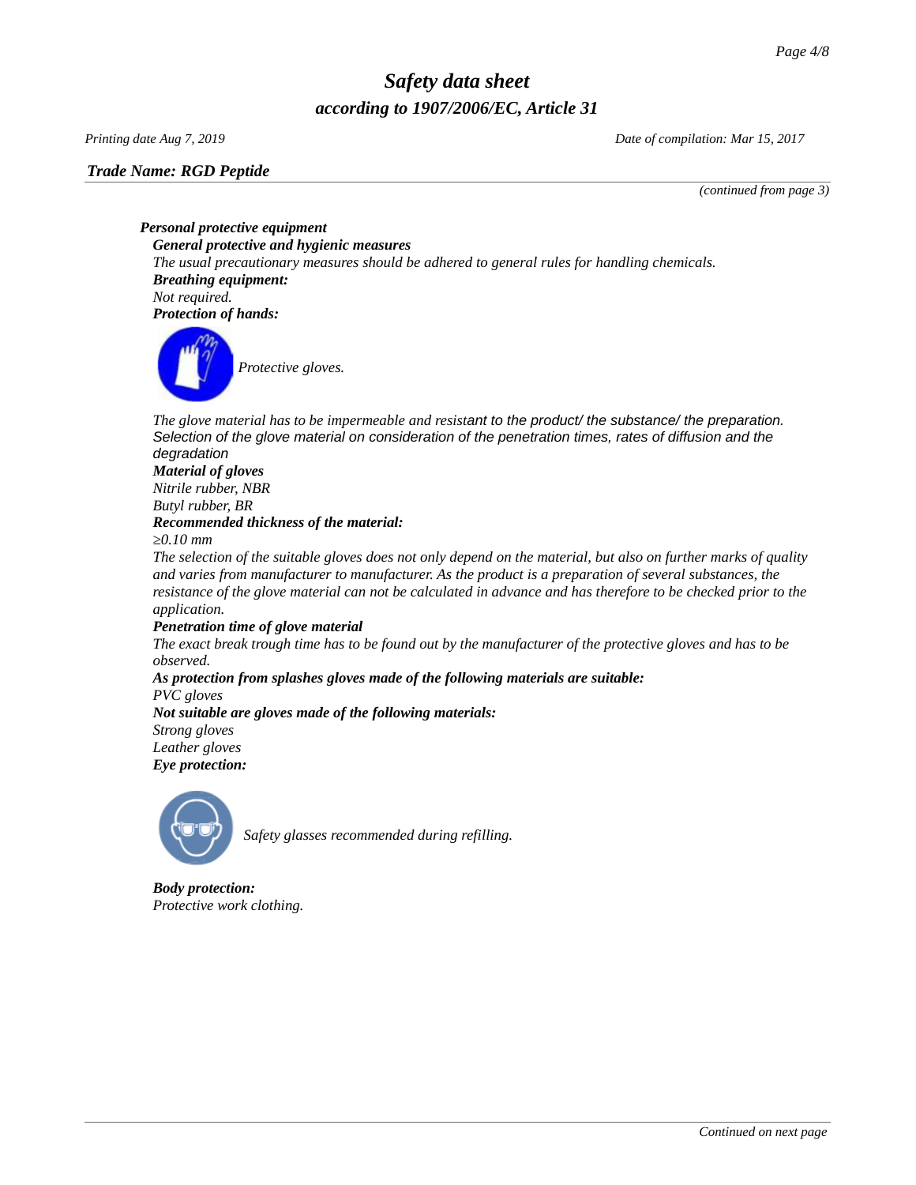*Trade Name: RGD Peptide*

*(continued from page 3)*

***Personal protective equipment***

***General protective and hygienic measures***

*The usual precautionary measures should be adhered to general rules for handling chemicals.*

***Breathing equipment:***

*Not required.*

***Protection of hands:***

*Protective gloves.*

*The glove material has to be impermeable and resistant to the product/ the substance/ the preparation.*
*Selection of the glove material on consideration of the penetration times, rates of diffusion and the degradation*

***Material of gloves***

*Nitrile rubber, NBR*
*Butyl rubber, BR*

***Recommended thickness of the material:***

*≥0.10 mm*

*The selection of the suitable gloves does not only depend on the material, but also on further marks of quality and varies from manufacturer to manufacturer. As the product is a preparation of several substances, the resistance of the glove material can not be calculated in advance and has therefore to be checked prior to the application.*

***Penetration time of glove material***

*The exact break trough time has to be found out by the manufacturer of the protective gloves and has to be observed.*

***As protection from splashes gloves made of the following materials are suitable:***

*PVC gloves*

***Not suitable are gloves made of the following materials:***

*Strong gloves*
*Leather gloves*

***Eye protection:***

*Safety glasses recommended during refilling.*

***Body protection:***

*Protective work clothing.*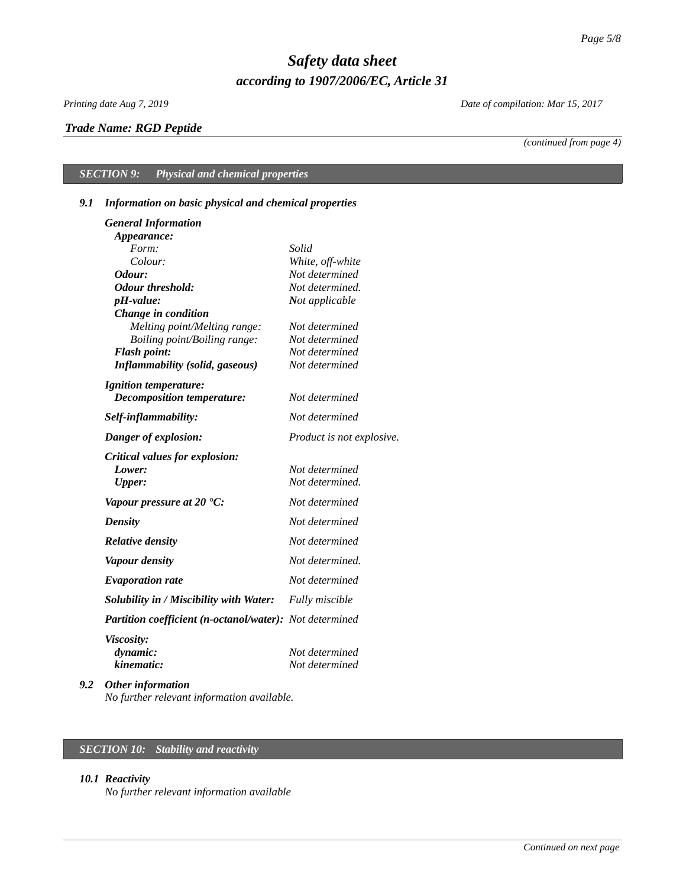*Trade Name: RGD Peptide*

*(continued from page 4)*

## *SECTION 9: Physical and chemical properties*

### *9.1 Information on basic physical and chemical properties*

***General Information***

***Appearance:***

| | |
|---|---|
| *Form:* | *Solid* |
| *Colour:* | *White, off-white* |
| ***Odour:*** | *Not determined* |
| ***Odour threshold:*** | *Not determined.* |
| ***pH-value:*** | *Not applicable* |
| ***Change in condition*** | |
| *Melting point/Melting range:* | *Not determined* |
| *Boiling point/Boiling range:* | *Not determined* |
| ***Flash point:*** | *Not determined* |
| ***Inflammability (solid, gaseous)*** | *Not determined* |
| ***Ignition temperature:*** | |
| ***Decomposition temperature:*** | *Not determined* |
| ***Self-inflammability:*** | *Not determined* |
| ***Danger of explosion:*** | *Product is not explosive.* |
| ***Critical values for explosion:*** | |
| ***Lower:*** | *Not determined* |
| ***Upper:*** | *Not determined.* |
| ***Vapour pressure at 20 °C:*** | *Not determined* |
| ***Density*** | *Not determined* |
| ***Relative density*** | *Not determined* |
| ***Vapour density*** | *Not determined.* |
| ***Evaporation rate*** | *Not determined* |
| ***Solubility in / Miscibility with Water:*** | *Fully miscible* |
| ***Partition coefficient (n-octanol/water):*** | *Not determined* |
| ***Viscosity:*** | |
| ***dynamic:*** | *Not determined* |
| ***kinematic:*** | *Not determined* |

### *9.2 Other information*

*No further relevant information available.*

## *SECTION 10: Stability and reactivity*

### *10.1 Reactivity*

*No further relevant information available*

*Continued on next page*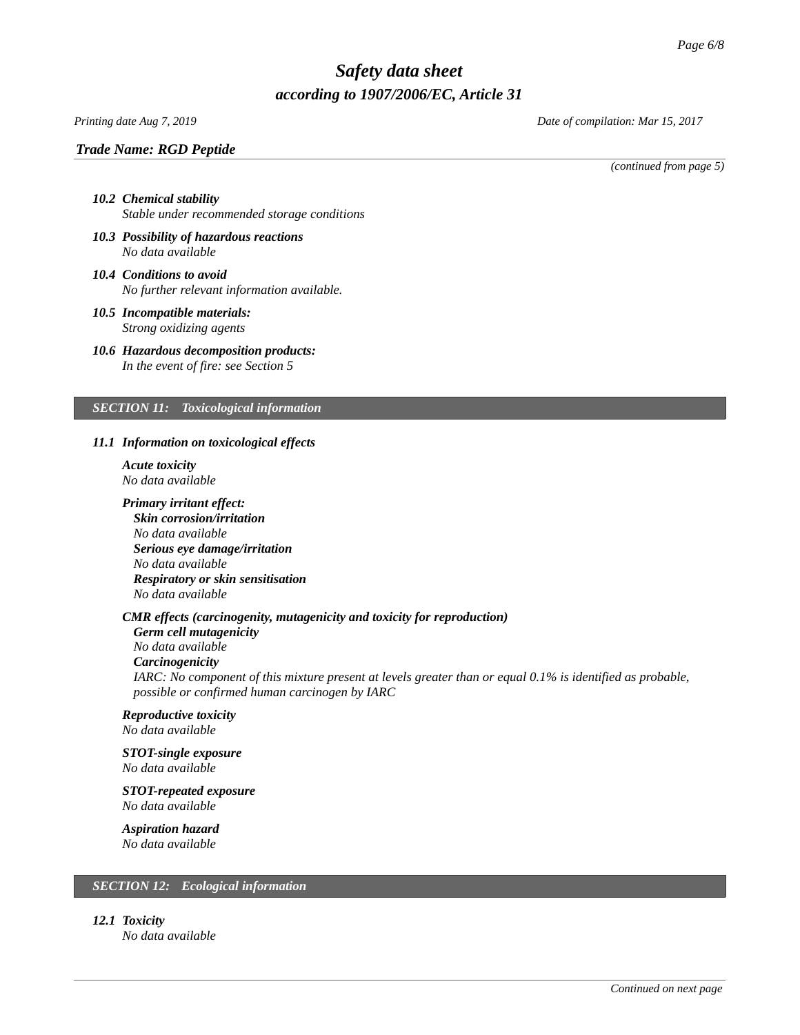*Trade Name: RGD Peptide*

*(continued from page 5)*

**10.2 Chemical stability**
*Stable under recommended storage conditions*

**10.3 Possibility of hazardous reactions**
*No data available*

**10.4 Conditions to avoid**
*No further relevant information available.*

**10.5 Incompatible materials:**
*Strong oxidizing agents*

**10.6 Hazardous decomposition products:**
*In the event of fire: see Section 5*

## SECTION 11: Toxicological information

**11.1 Information on toxicological effects**

**Acute toxicity**
*No data available*

**Primary irritant effect:**

**Skin corrosion/irritation**
*No data available*

**Serious eye damage/irritation**
*No data available*

**Respiratory or skin sensitisation**
*No data available*

**CMR effects (carcinogenity, mutagenicity and toxicity for reproduction)**

**Germ cell mutagenicity**
*No data available*

**Carcinogenicity**
*IARC: No component of this mixture present at levels greater than or equal 0.1% is identified as probable, possible or confirmed human carcinogen by IARC*

**Reproductive toxicity**
*No data available*

**STOT-single exposure**
*No data available*

**STOT-repeated exposure**
*No data available*

**Aspiration hazard**
*No data available*

## SECTION 12: Ecological information

**12.1 Toxicity**
*No data available*

*Continued on next page*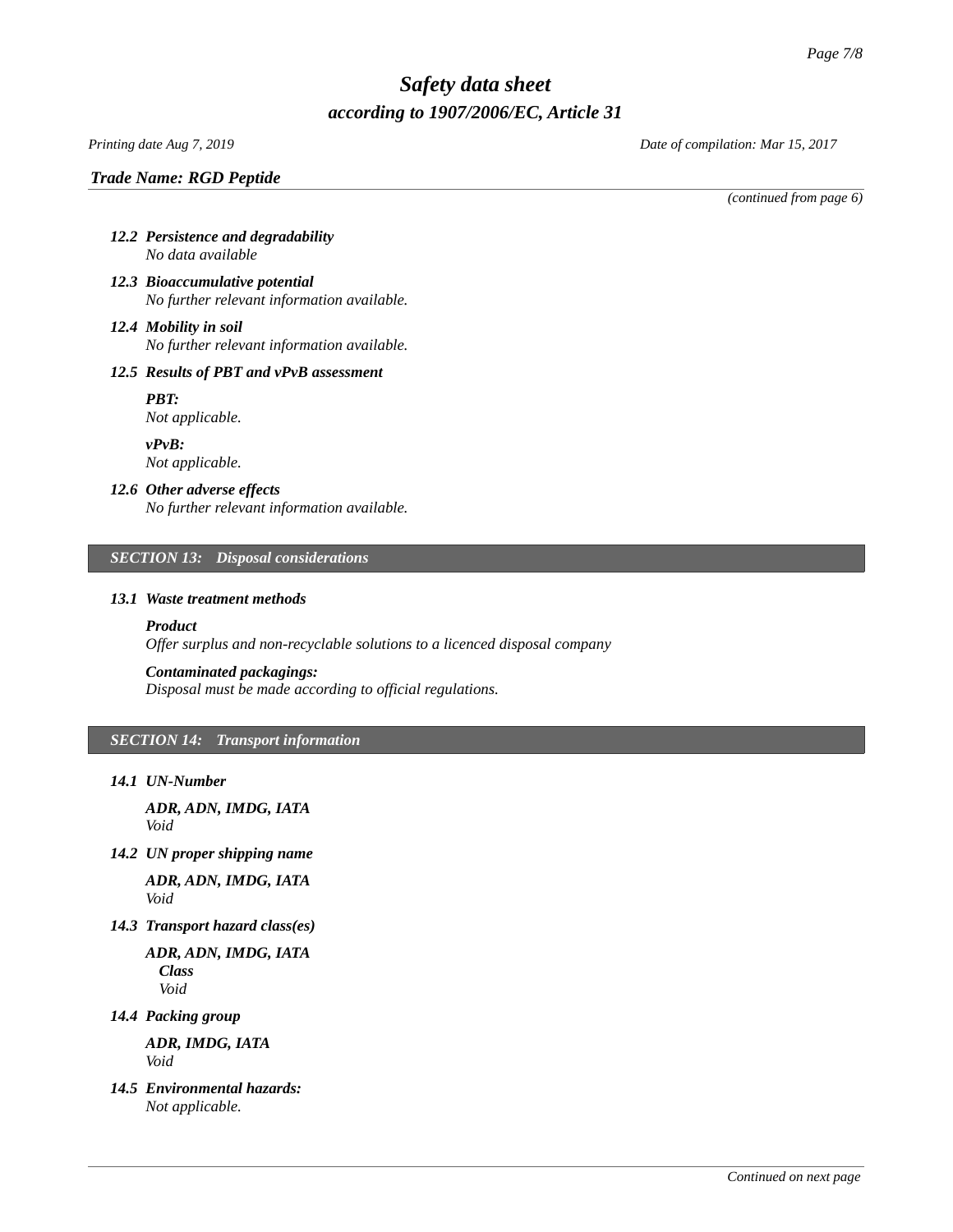*Trade Name: RGD Peptide*

*(continued from page 6)*

- ***12.2 Persistence and degradability***
  *No data available*
- ***12.3 Bioaccumulative potential***
  *No further relevant information available.*
- ***12.4 Mobility in soil***
  *No further relevant information available.*
- ***12.5 Results of PBT and vPvB assessment***

  ***PBT:***
  *Not applicable.*

  ***vPvB:***
  *Not applicable.*
- ***12.6 Other adverse effects***
  *No further relevant information available.*

## *SECTION 13: Disposal considerations*

- ***13.1 Waste treatment methods***

  ***Product***
  *Offer surplus and non-recyclable solutions to a licenced disposal company*

  ***Contaminated packagings:***
  *Disposal must be made according to official regulations.*

## *SECTION 14: Transport information*

- ***14.1 UN-Number***

  ***ADR, ADN, IMDG, IATA***
  *Void*
- ***14.2 UN proper shipping name***

  ***ADR, ADN, IMDG, IATA***
  *Void*
- ***14.3 Transport hazard class(es)***

  ***ADR, ADN, IMDG, IATA***
  ***Class***
  *Void*
- ***14.4 Packing group***

  ***ADR, IMDG, IATA***
  *Void*
- ***14.5 Environmental hazards:***
  *Not applicable.*

*Continued on next page*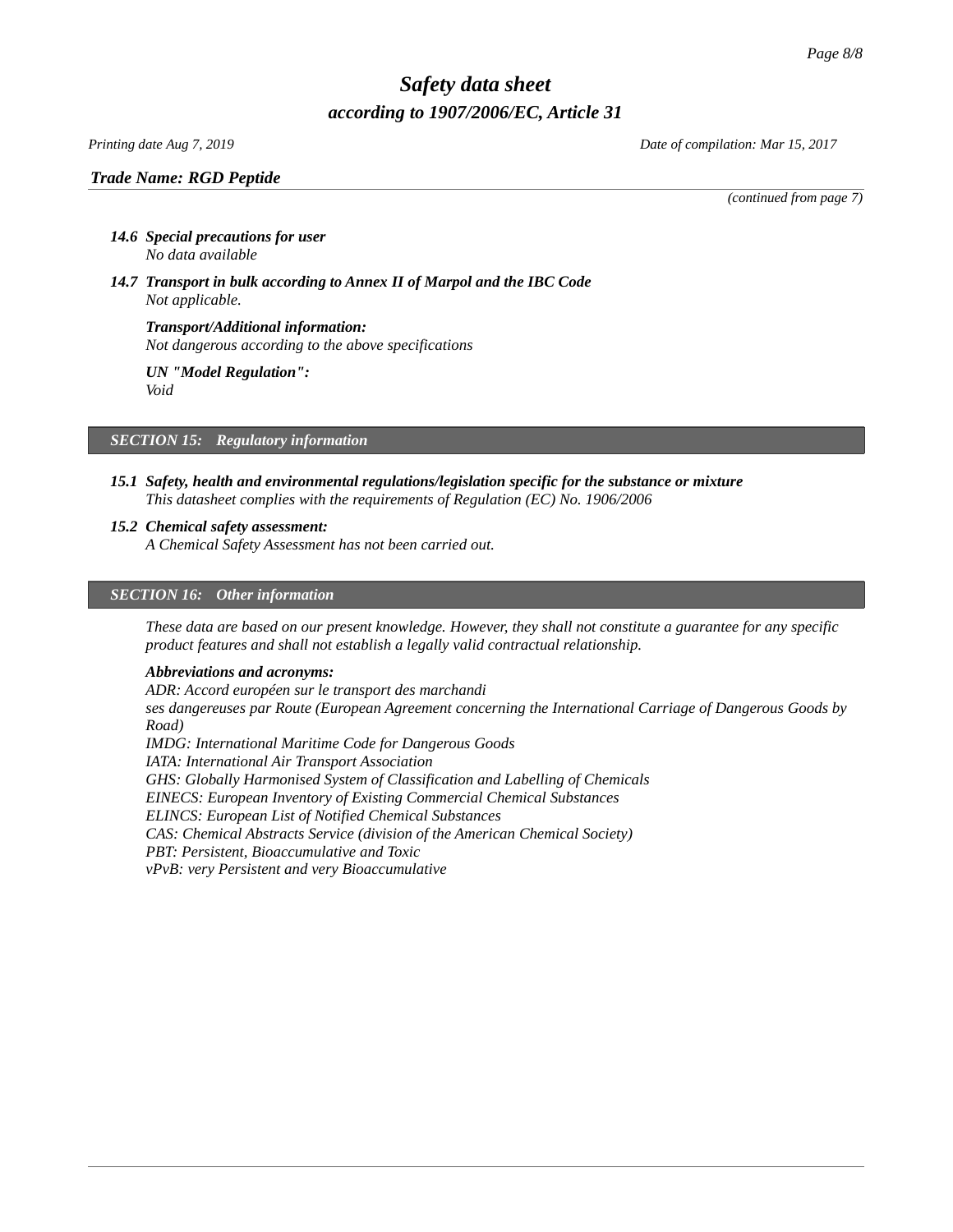*(continued from page 7)*

**14.6 Special precautions for user**
*No data available*

**14.7 Transport in bulk according to Annex II of Marpol and the IBC Code**
*Not applicable.*

**Transport/Additional information:**
*Not dangerous according to the above specifications*

**UN "Model Regulation":**
*Void*

## SECTION 15: Regulatory information

**15.1 Safety, health and environmental regulations/legislation specific for the substance or mixture**
*This datasheet complies with the requirements of Regulation (EC) No. 1906/2006*

**15.2 Chemical safety assessment:**
*A Chemical Safety Assessment has not been carried out.*

## SECTION 16: Other information

*These data are based on our present knowledge. However, they shall not constitute a guarantee for any specific product features and shall not establish a legally valid contractual relationship.*

**Abbreviations and acronyms:**
*ADR: Accord européen sur le transport des marchandi*
*ses dangereuses par Route (European Agreement concerning the International Carriage of Dangerous Goods by Road)*
*IMDG: International Maritime Code for Dangerous Goods*
*IATA: International Air Transport Association*
*GHS: Globally Harmonised System of Classification and Labelling of Chemicals*
*EINECS: European Inventory of Existing Commercial Chemical Substances*
*ELINCS: European List of Notified Chemical Substances*
*CAS: Chemical Abstracts Service (division of the American Chemical Society)*
*PBT: Persistent, Bioaccumulative and Toxic*
*vPvB: very Persistent and very Bioaccumulative*